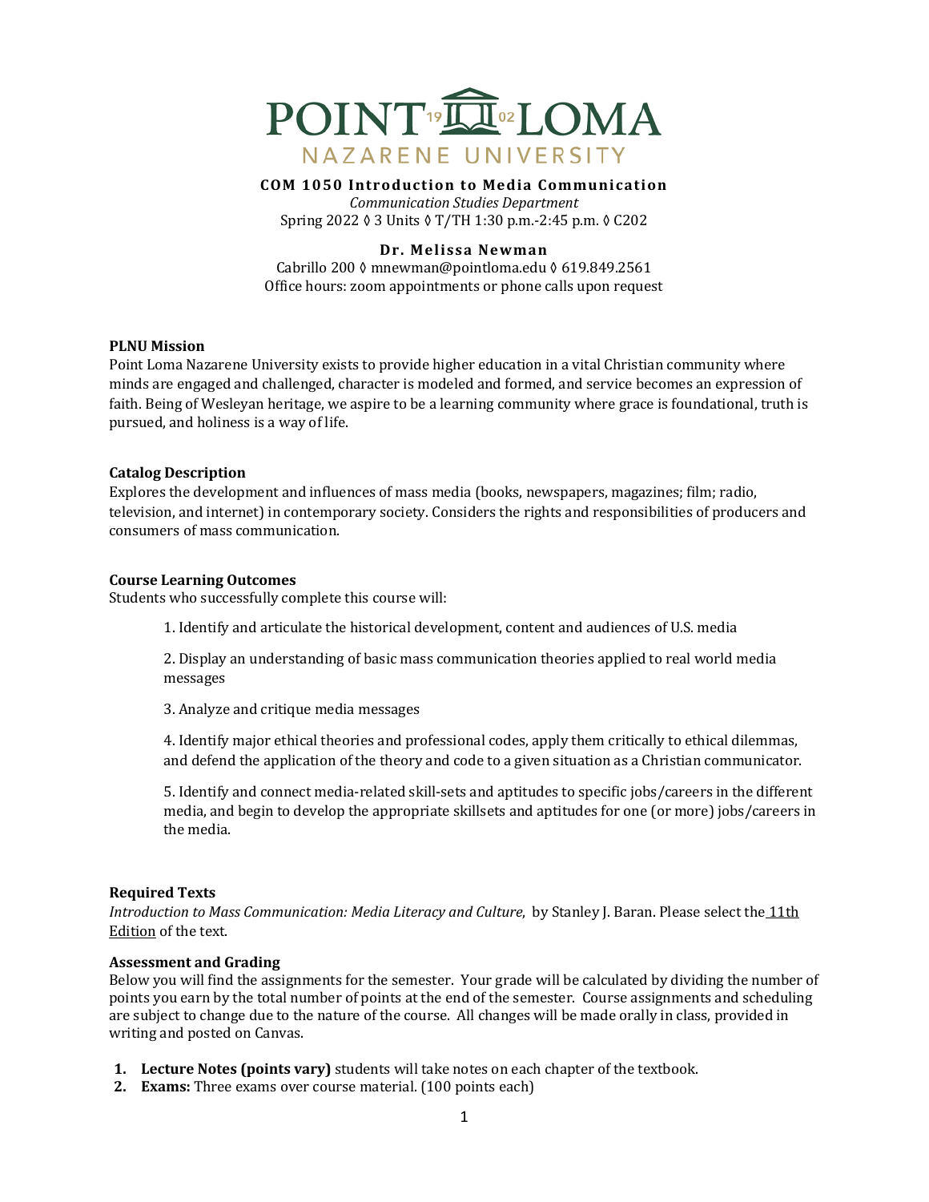POINT 19 02 LOMA
NAZARENE UNIVERSITY

**COM 1050 Introduction to Media Communication**
*Communication Studies Department*
Spring 2022 ◊ 3 Units ◊ T/TH 1:30 p.m.-2:45 p.m. ◊ C202

**Dr. Melissa Newman**
Cabrillo 200 ◊ mnewman@pointloma.edu ◊ 619.849.2561
Office hours: zoom appointments or phone calls upon request

**PLNU Mission**
Point Loma Nazarene University exists to provide higher education in a vital Christian community where minds are engaged and challenged, character is modeled and formed, and service becomes an expression of faith. Being of Wesleyan heritage, we aspire to be a learning community where grace is foundational, truth is pursued, and holiness is a way of life.

**Catalog Description**
Explores the development and influences of mass media (books, newspapers, magazines; film; radio, television, and internet) in contemporary society. Considers the rights and responsibilities of producers and consumers of mass communication.

**Course Learning Outcomes**
Students who successfully complete this course will:

1. Identify and articulate the historical development, content and audiences of U.S. media

2. Display an understanding of basic mass communication theories applied to real world media messages

3. Analyze and critique media messages

4. Identify major ethical theories and professional codes, apply them critically to ethical dilemmas, and defend the application of the theory and code to a given situation as a Christian communicator.

5. Identify and connect media-related skill-sets and aptitudes to specific jobs/careers in the different media, and begin to develop the appropriate skillsets and aptitudes for one (or more) jobs/careers in the media.

**Required Texts**
*Introduction to Mass Communication: Media Literacy and Culture*, by Stanley J. Baran. Please select the 11th Edition of the text.

**Assessment and Grading**
Below you will find the assignments for the semester. Your grade will be calculated by dividing the number of points you earn by the total number of points at the end of the semester. Course assignments and scheduling are subject to change due to the nature of the course. All changes will be made orally in class, provided in writing and posted on Canvas.

1. **Lecture Notes (points vary)** students will take notes on each chapter of the textbook.
2. **Exams:** Three exams over course material. (100 points each)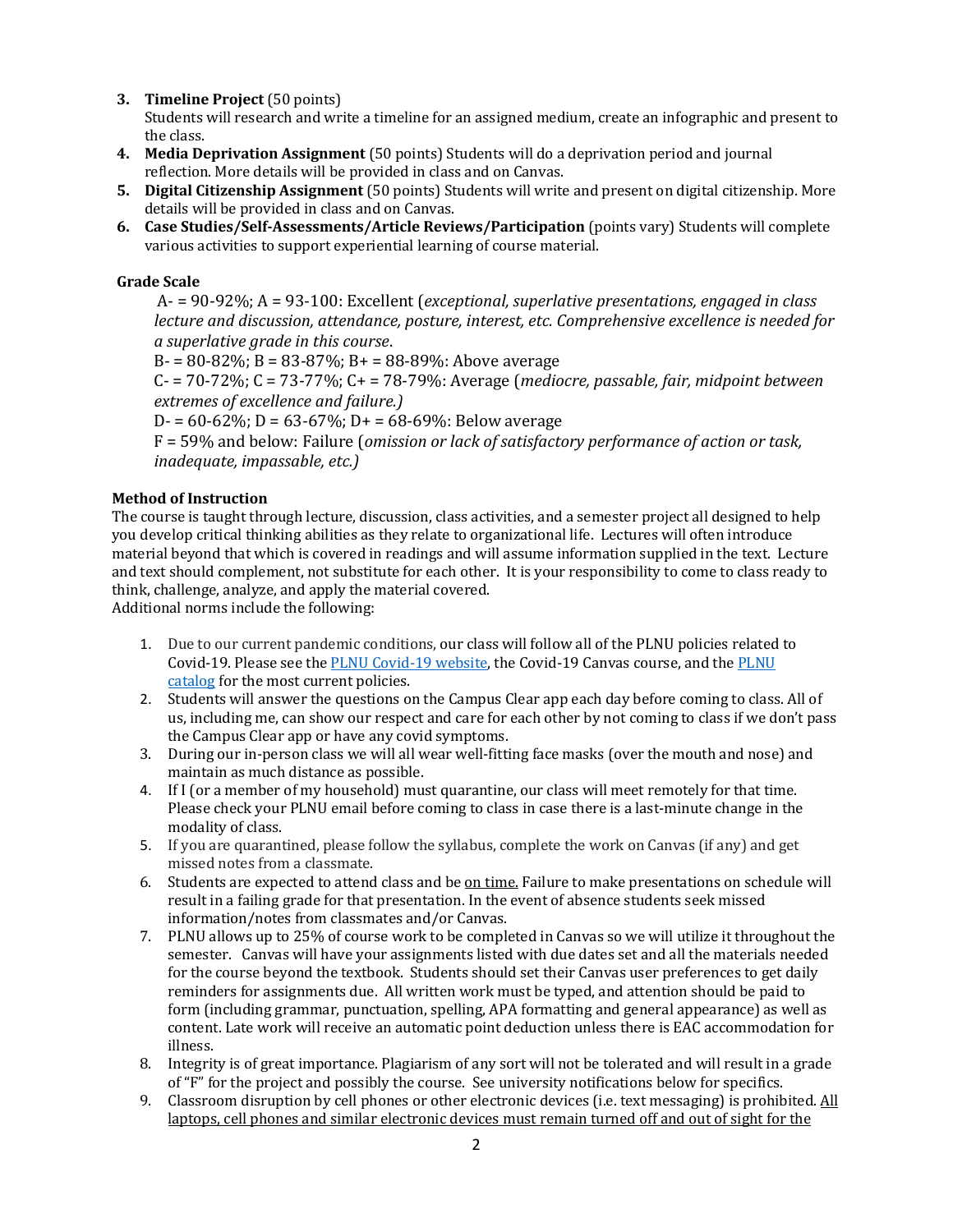3. **Timeline Project** (50 points)
   Students will research and write a timeline for an assigned medium, create an infographic and present to the class.
4. **Media Deprivation Assignment** (50 points) Students will do a deprivation period and journal reflection. More details will be provided in class and on Canvas.
5. **Digital Citizenship Assignment** (50 points) Students will write and present on digital citizenship. More details will be provided in class and on Canvas.
6. **Case Studies/Self-Assessments/Article Reviews/Participation** (points vary) Students will complete various activities to support experiential learning of course material.

**Grade Scale**

A- = 90-92%; A = 93-100: Excellent (*exceptional, superlative presentations, engaged in class lecture and discussion, attendance, posture, interest, etc. Comprehensive excellence is needed for a superlative grade in this course*.

B- = 80-82%; B = 83-87%; B+ = 88-89%: Above average

C- = 70-72%; C = 73-77%; C+ = 78-79%: Average (*mediocre, passable, fair, midpoint between extremes of excellence and failure.)*

D- = 60-62%; D = 63-67%; D+ = 68-69%: Below average

F = 59% and below: Failure (*omission or lack of satisfactory performance of action or task, inadequate, impassable, etc.)*

**Method of Instruction**

The course is taught through lecture, discussion, class activities, and a semester project all designed to help you develop critical thinking abilities as they relate to organizational life. Lectures will often introduce material beyond that which is covered in readings and will assume information supplied in the text. Lecture and text should complement, not substitute for each other. It is your responsibility to come to class ready to think, challenge, analyze, and apply the material covered.
Additional norms include the following:

1. Due to our current pandemic conditions, our class will follow all of the PLNU policies related to Covid-19. Please see the PLNU Covid-19 website, the Covid-19 Canvas course, and the PLNU catalog for the most current policies.
2. Students will answer the questions on the Campus Clear app each day before coming to class. All of us, including me, can show our respect and care for each other by not coming to class if we don't pass the Campus Clear app or have any covid symptoms.
3. During our in-person class we will all wear well-fitting face masks (over the mouth and nose) and maintain as much distance as possible.
4. If I (or a member of my household) must quarantine, our class will meet remotely for that time. Please check your PLNU email before coming to class in case there is a last-minute change in the modality of class.
5. If you are quarantined, please follow the syllabus, complete the work on Canvas (if any) and get missed notes from a classmate.
6. Students are expected to attend class and be <u>on time.</u> Failure to make presentations on schedule will result in a failing grade for that presentation. In the event of absence students seek missed information/notes from classmates and/or Canvas.
7. PLNU allows up to 25% of course work to be completed in Canvas so we will utilize it throughout the semester. Canvas will have your assignments listed with due dates set and all the materials needed for the course beyond the textbook. Students should set their Canvas user preferences to get daily reminders for assignments due. All written work must be typed, and attention should be paid to form (including grammar, punctuation, spelling, APA formatting and general appearance) as well as content. Late work will receive an automatic point deduction unless there is EAC accommodation for illness.
8. Integrity is of great importance. Plagiarism of any sort will not be tolerated and will result in a grade of "F" for the project and possibly the course. See university notifications below for specifics.
9. Classroom disruption by cell phones or other electronic devices (i.e. text messaging) is prohibited. <u>All laptops, cell phones and similar electronic devices must remain turned off and out of sight for the</u>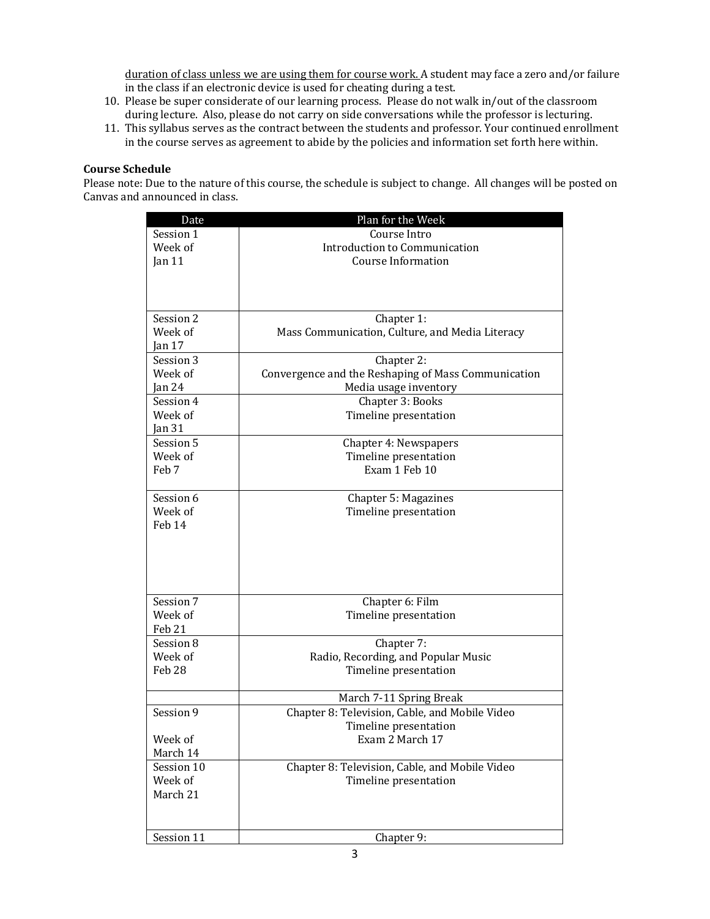<u>duration of class unless we are using them for course work.</u> A student may face a zero and/or failure in the class if an electronic device is used for cheating during a test.

10. Please be super considerate of our learning process. Please do not walk in/out of the classroom during lecture. Also, please do not carry on side conversations while the professor is lecturing.
11. This syllabus serves as the contract between the students and professor. Your continued enrollment in the course serves as agreement to abide by the policies and information set forth here within.

**Course Schedule**

Please note: Due to the nature of this course, the schedule is subject to change. All changes will be posted on Canvas and announced in class.

| Date | Plan for the Week |
|---|---|
| Session 1<br>Week of<br>Jan 11 | Course Intro<br>Introduction to Communication<br>Course Information |
| Session 2<br>Week of<br>Jan 17 | Chapter 1:<br>Mass Communication, Culture, and Media Literacy |
| Session 3<br>Week of<br>Jan 24 | Chapter 2:<br>Convergence and the Reshaping of Mass Communication<br>Media usage inventory |
| Session 4<br>Week of<br>Jan 31 | Chapter 3: Books<br>Timeline presentation |
| Session 5<br>Week of<br>Feb 7 | Chapter 4: Newspapers<br>Timeline presentation<br>Exam 1 Feb 10 |
| Session 6<br>Week of<br>Feb 14 | Chapter 5: Magazines<br>Timeline presentation |
| Session 7<br>Week of<br>Feb 21 | Chapter 6: Film<br>Timeline presentation |
| Session 8<br>Week of<br>Feb 28 | Chapter 7:<br>Radio, Recording, and Popular Music<br>Timeline presentation |
| | March 7-11 Spring Break |
| Session 9<br><br>Week of<br>March 14 | Chapter 8: Television, Cable, and Mobile Video<br>Timeline presentation<br>Exam 2 March 17 |
| Session 10<br>Week of<br>March 21 | Chapter 8: Television, Cable, and Mobile Video<br>Timeline presentation |
| Session 11 | Chapter 9: |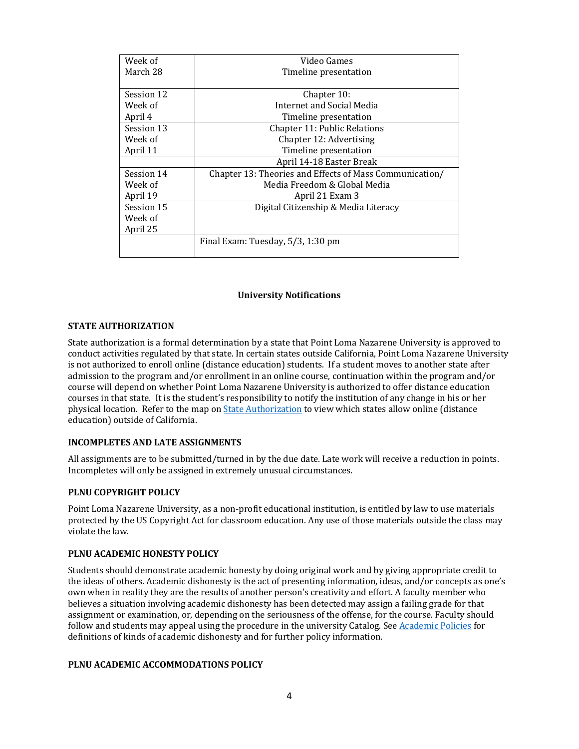| | |
|---|---|
| Week of March 28 | Video Games<br>Timeline presentation |
| Session 12<br>Week of April 4 | Chapter 10:<br>Internet and Social Media<br>Timeline presentation |
| Session 13<br>Week of April 11 | Chapter 11: Public Relations<br>Chapter 12: Advertising<br>Timeline presentation |
| | April 14-18 Easter Break |
| Session 14<br>Week of April 19 | Chapter 13: Theories and Effects of Mass Communication/<br>Media Freedom & Global Media<br>April 21 Exam 3 |
| Session 15<br>Week of April 25 | Digital Citizenship & Media Literacy |
| | Final Exam: Tuesday, 5/3, 1:30 pm |

**University Notifications**

**STATE AUTHORIZATION**

State authorization is a formal determination by a state that Point Loma Nazarene University is approved to conduct activities regulated by that state. In certain states outside California, Point Loma Nazarene University is not authorized to enroll online (distance education) students. If a student moves to another state after admission to the program and/or enrollment in an online course, continuation within the program and/or course will depend on whether Point Loma Nazarene University is authorized to offer distance education courses in that state. It is the student's responsibility to notify the institution of any change in his or her physical location. Refer to the map on State Authorization to view which states allow online (distance education) outside of California.

**INCOMPLETES AND LATE ASSIGNMENTS**

All assignments are to be submitted/turned in by the due date. Late work will receive a reduction in points. Incompletes will only be assigned in extremely unusual circumstances.

**PLNU COPYRIGHT POLICY**

Point Loma Nazarene University, as a non-profit educational institution, is entitled by law to use materials protected by the US Copyright Act for classroom education. Any use of those materials outside the class may violate the law.

**PLNU ACADEMIC HONESTY POLICY**

Students should demonstrate academic honesty by doing original work and by giving appropriate credit to the ideas of others. Academic dishonesty is the act of presenting information, ideas, and/or concepts as one's own when in reality they are the results of another person's creativity and effort. A faculty member who believes a situation involving academic dishonesty has been detected may assign a failing grade for that assignment or examination, or, depending on the seriousness of the offense, for the course. Faculty should follow and students may appeal using the procedure in the university Catalog. See Academic Policies for definitions of kinds of academic dishonesty and for further policy information.

**PLNU ACADEMIC ACCOMMODATIONS POLICY**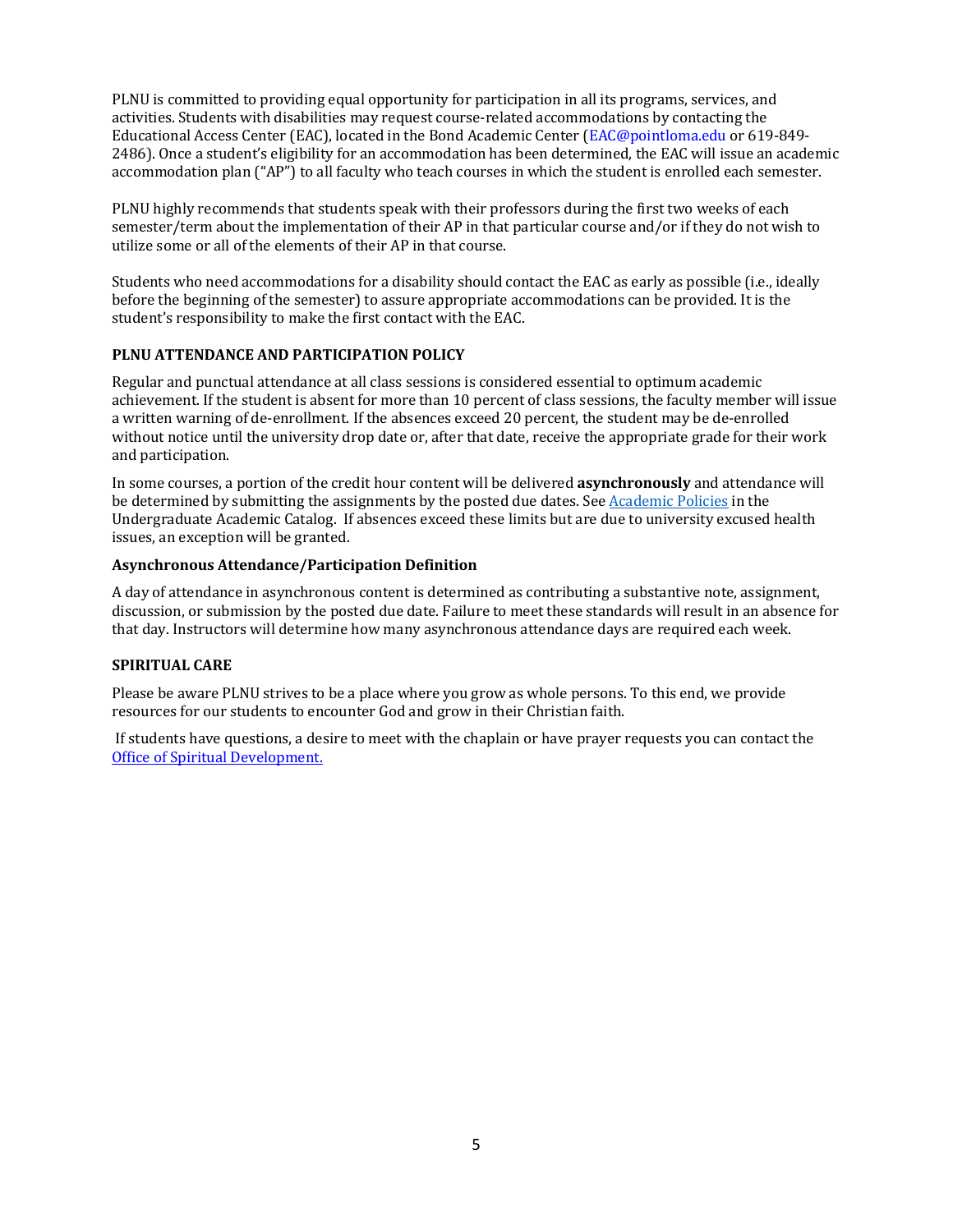PLNU is committed to providing equal opportunity for participation in all its programs, services, and activities. Students with disabilities may request course-related accommodations by contacting the Educational Access Center (EAC), located in the Bond Academic Center (EAC@pointloma.edu or 619-849-2486). Once a student's eligibility for an accommodation has been determined, the EAC will issue an academic accommodation plan ("AP") to all faculty who teach courses in which the student is enrolled each semester.

PLNU highly recommends that students speak with their professors during the first two weeks of each semester/term about the implementation of their AP in that particular course and/or if they do not wish to utilize some or all of the elements of their AP in that course.

Students who need accommodations for a disability should contact the EAC as early as possible (i.e., ideally before the beginning of the semester) to assure appropriate accommodations can be provided. It is the student's responsibility to make the first contact with the EAC.

**PLNU ATTENDANCE AND PARTICIPATION POLICY**

Regular and punctual attendance at all class sessions is considered essential to optimum academic achievement. If the student is absent for more than 10 percent of class sessions, the faculty member will issue a written warning of de-enrollment. If the absences exceed 20 percent, the student may be de-enrolled without notice until the university drop date or, after that date, receive the appropriate grade for their work and participation.

In some courses, a portion of the credit hour content will be delivered **asynchronously** and attendance will be determined by submitting the assignments by the posted due dates. See [Academic Policies] in the Undergraduate Academic Catalog. If absences exceed these limits but are due to university excused health issues, an exception will be granted.

**Asynchronous Attendance/Participation Definition**

A day of attendance in asynchronous content is determined as contributing a substantive note, assignment, discussion, or submission by the posted due date. Failure to meet these standards will result in an absence for that day. Instructors will determine how many asynchronous attendance days are required each week.

**SPIRITUAL CARE**

Please be aware PLNU strives to be a place where you grow as whole persons. To this end, we provide resources for our students to encounter God and grow in their Christian faith.

If students have questions, a desire to meet with the chaplain or have prayer requests you can contact the Office of Spiritual Development.